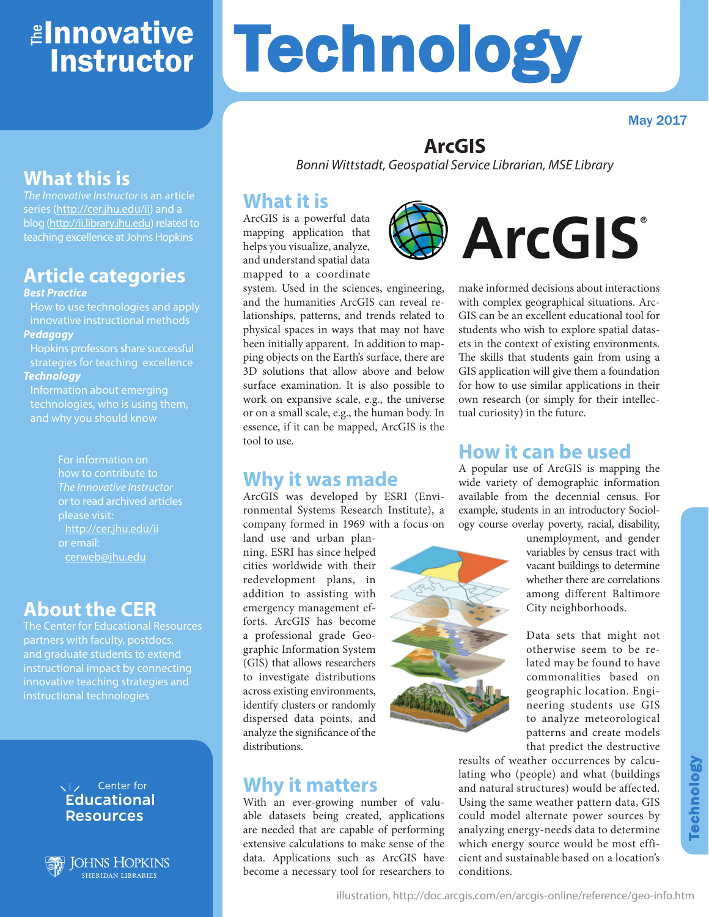# The Innovative Instructor

# Technology

May 2017

## What this is

*The Innovative Instructor* is an article series (http://cer.jhu.edu/ii) and a blog (http://ii.library.jhu.edu) related to teaching excellence at Johns Hopkins

## Article categories

***Best Practice***

How to use technologies and apply innovative instructional methods

***Pedagogy***

Hopkins professors share successful strategies for teaching excellence

***Technology***

Information about emerging technologies, who is using them, and why you should know

For information on how to contribute to *The Innovative Instructor* or to read archived articles please visit: http://cer.jhu.edu/ii or email: cerweb@jhu.edu

## About the CER

The Center for Educational Resources partners with faculty, postdocs, and graduate students to extend instructional impact by connecting innovative teaching strategies and instructional technologies

Center for Educational Resources

Johns Hopkins Sheridan Libraries

# ArcGIS

*Bonni Wittstadt, Geospatial Service Librarian, MSE Library*

## What it is

ArcGIS is a powerful data mapping application that helps you visualize, analyze, and understand spatial data mapped to a coordinate system. Used in the sciences, engineering, and the humanities ArcGIS can reveal relationships, patterns, and trends related to physical spaces in ways that may not have been initially apparent. In addition to mapping objects on the Earth's surface, there are 3D solutions that allow above and below surface examination. It is also possible to work on expansive scale, e.g., the universe or on a small scale, e.g., the human body. In essence, if it can be mapped, ArcGIS is the tool to use.

## Why it was made

ArcGIS was developed by ESRI (Environmental Systems Research Institute), a company formed in 1969 with a focus on land use and urban planning. ESRI has since helped cities worldwide with their redevelopment plans, in addition to assisting with emergency management efforts. ArcGIS has become a professional grade Geographic Information System (GIS) that allows researchers to investigate distributions across existing environments, identify clusters or randomly dispersed data points, and analyze the significance of the distributions.

## Why it matters

With an ever-growing number of valuable datasets being created, applications are needed that are capable of performing extensive calculations to make sense of the data. Applications such as ArcGIS have become a necessary tool for researchers to make informed decisions about interactions with complex geographical situations. ArcGIS can be an excellent educational tool for students who wish to explore spatial datasets in the context of existing environments. The skills that students gain from using a GIS application will give them a foundation for how to use similar applications in their own research (or simply for their intellectual curiosity) in the future.

## How it can be used

A popular use of ArcGIS is mapping the wide variety of demographic information available from the decennial census. For example, students in an introductory Sociology course overlay poverty, racial, disability, unemployment, and gender variables by census tract with vacant buildings to determine whether there are correlations among different Baltimore City neighborhoods.

Data sets that might not otherwise seem to be related may be found to have commonalities based on geographic location. Engineering students use GIS to analyze meteorological patterns and create models that predict the destructive results of weather occurrences by calculating who (people) and what (buildings and natural structures) would be affected. Using the same weather pattern data, GIS could model alternate power sources by analyzing energy-needs data to determine which energy source would be most efficient and sustainable based on a location's conditions.

illustration, http://doc.arcgis.com/en/arcgis-online/reference/geo-info.htm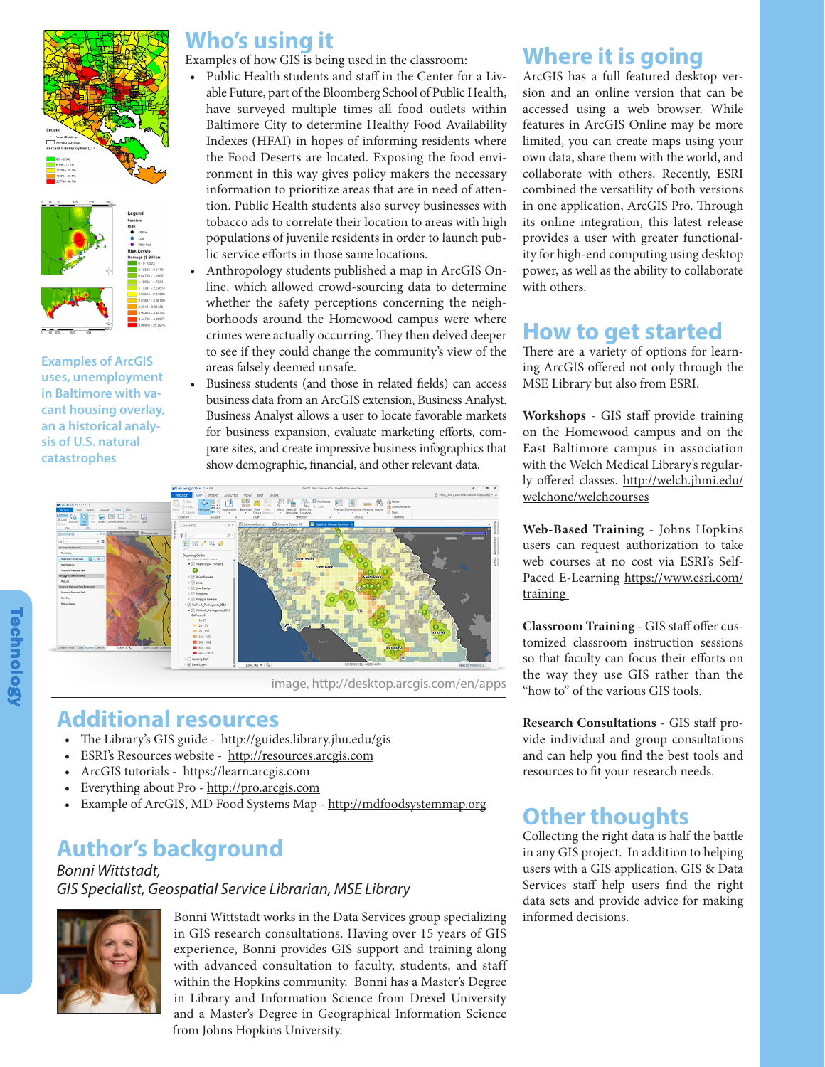Examples of ArcGIS uses, unemployment in Baltimore with vacant housing overlay, an a historical analysis of U.S. natural catastrophes

## Who's using it

Examples of how GIS is being used in the classroom:

- Public Health students and staff in the Center for a Livable Future, part of the Bloomberg School of Public Health, have surveyed multiple times all food outlets within Baltimore City to determine Healthy Food Availability Indexes (HFAI) in hopes of informing residents where the Food Deserts are located. Exposing the food environment in this way gives policy makers the necessary information to prioritize areas that are in need of attention. Public Health students also survey businesses with tobacco ads to correlate their location to areas with high populations of juvenile residents in order to launch public service efforts in those same locations.
- Anthropology students published a map in ArcGIS Online, which allowed crowd-sourcing data to determine whether the safety perceptions concerning the neighborhoods around the Homewood campus were where crimes were actually occurring. They then delved deeper to see if they could change the community's view of the areas falsely deemed unsafe.
- Business students (and those in related fields) can access business data from an ArcGIS extension, Business Analyst. Business Analyst allows a user to locate favorable markets for business expansion, evaluate marketing efforts, compare sites, and create impressive business infographics that show demographic, financial, and other relevant data.

image, http://desktop.arcgis.com/en/apps

## Additional resources

- The Library's GIS guide - http://guides.library.jhu.edu/gis
- ESRI's Resources website - http://resources.arcgis.com
- ArcGIS tutorials - https://learn.arcgis.com
- Everything about Pro - http://pro.arcgis.com
- Example of ArcGIS, MD Food Systems Map - http://mdfoodsystemmap.org

## Author's background

*Bonni Wittstadt,*
*GIS Specialist, Geospatial Service Librarian, MSE Library*

Bonni Wittstadt works in the Data Services group specializing in GIS research consultations. Having over 15 years of GIS experience, Bonni provides GIS support and training along with advanced consultation to faculty, students, and staff within the Hopkins community. Bonni has a Master's Degree in Library and Information Science from Drexel University and a Master's Degree in Geographical Information Science from Johns Hopkins University.

## Where it is going

ArcGIS has a full featured desktop version and an online version that can be accessed using a web browser. While features in ArcGIS Online may be more limited, you can create maps using your own data, share them with the world, and collaborate with others. Recently, ESRI combined the versatility of both versions in one application, ArcGIS Pro. Through its online integration, this latest release provides a user with greater functionality for high-end computing using desktop power, as well as the ability to collaborate with others.

## How to get started

There are a variety of options for learning ArcGIS offered not only through the MSE Library but also from ESRI.

**Workshops** - GIS staff provide training on the Homewood campus and on the East Baltimore campus in association with the Welch Medical Library's regularly offered classes. http://welch.jhmi.edu/welchone/welchcourses

**Web-Based Training** - Johns Hopkins users can request authorization to take web courses at no cost via ESRI's Self-Paced E-Learning https://www.esri.com/training

**Classroom Training** - GIS staff offer customized classroom instruction sessions so that faculty can focus their efforts on the way they use GIS rather than the "how to" of the various GIS tools.

**Research Consultations** - GIS staff provide individual and group consultations and can help you find the best tools and resources to fit your research needs.

## Other thoughts

Collecting the right data is half the battle in any GIS project. In addition to helping users with a GIS application, GIS & Data Services staff help users find the right data sets and provide advice for making informed decisions.